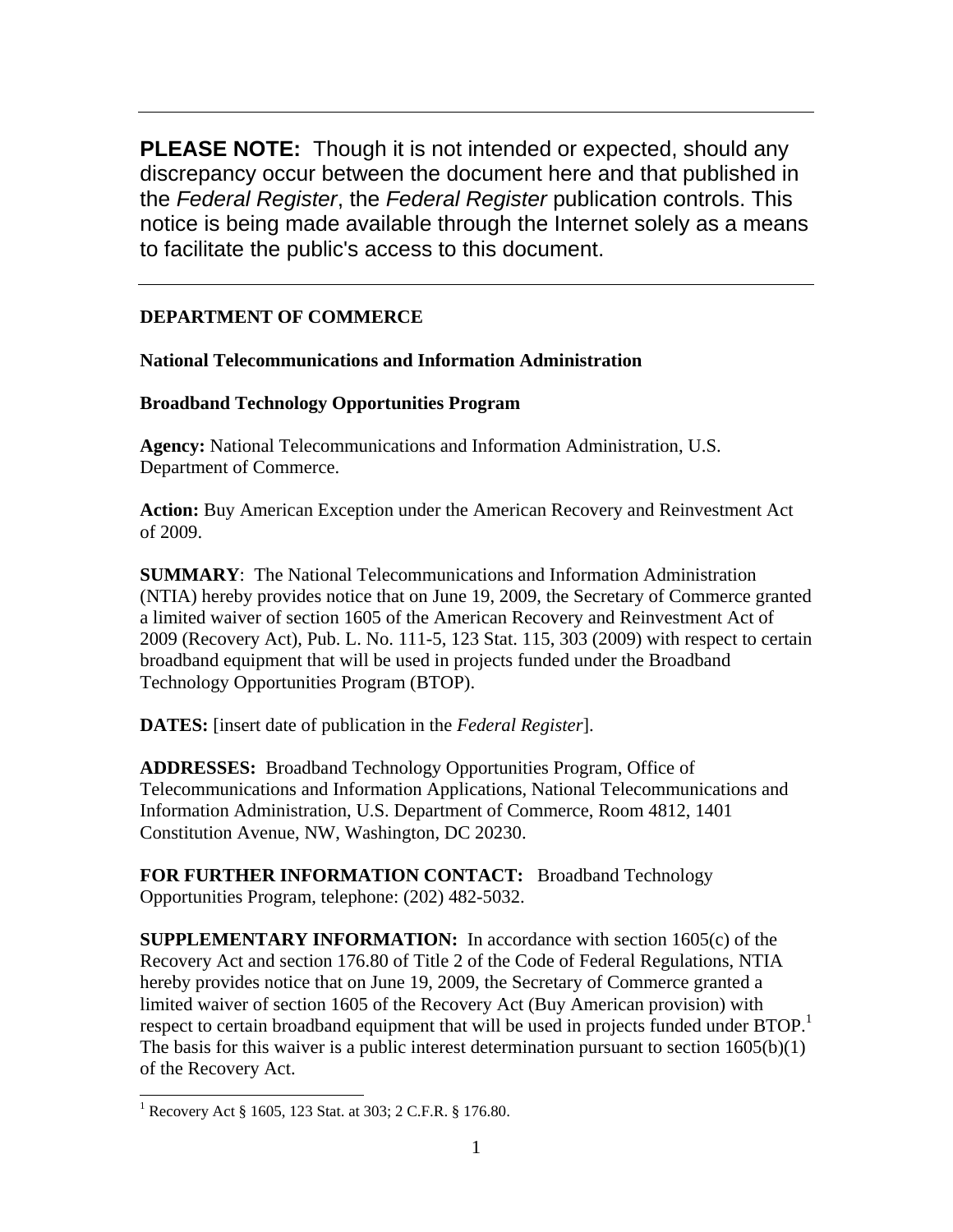---

**PLEASE NOTE:** Though it is not intended or expected, should any discrepancy occur between the document here and that published in the *Federal Register*, the *Federal Register* publication controls. This notice is being made available through the Internet solely as a means to facilitate the public's access to this document.

---

**DEPARTMENT OF COMMERCE**

**National Telecommunications and Information Administration**

**Broadband Technology Opportunities Program**

**Agency:** National Telecommunications and Information Administration, U.S. Department of Commerce.

**Action:** Buy American Exception under the American Recovery and Reinvestment Act of 2009.

**SUMMARY**: The National Telecommunications and Information Administration (NTIA) hereby provides notice that on June 19, 2009, the Secretary of Commerce granted a limited waiver of section 1605 of the American Recovery and Reinvestment Act of 2009 (Recovery Act), Pub. L. No. 111-5, 123 Stat. 115, 303 (2009) with respect to certain broadband equipment that will be used in projects funded under the Broadband Technology Opportunities Program (BTOP).

**DATES:** [insert date of publication in the *Federal Register*].

**ADDRESSES:** Broadband Technology Opportunities Program, Office of Telecommunications and Information Applications, National Telecommunications and Information Administration, U.S. Department of Commerce, Room 4812, 1401 Constitution Avenue, NW, Washington, DC 20230.

**FOR FURTHER INFORMATION CONTACT:** Broadband Technology Opportunities Program, telephone: (202) 482-5032.

**SUPPLEMENTARY INFORMATION:** In accordance with section 1605(c) of the Recovery Act and section 176.80 of Title 2 of the Code of Federal Regulations, NTIA hereby provides notice that on June 19, 2009, the Secretary of Commerce granted a limited waiver of section 1605 of the Recovery Act (Buy American provision) with respect to certain broadband equipment that will be used in projects funded under BTOP.[1] The basis for this waiver is a public interest determination pursuant to section 1605(b)(1) of the Recovery Act.

[1] Recovery Act § 1605, 123 Stat. at 303; 2 C.F.R. § 176.80.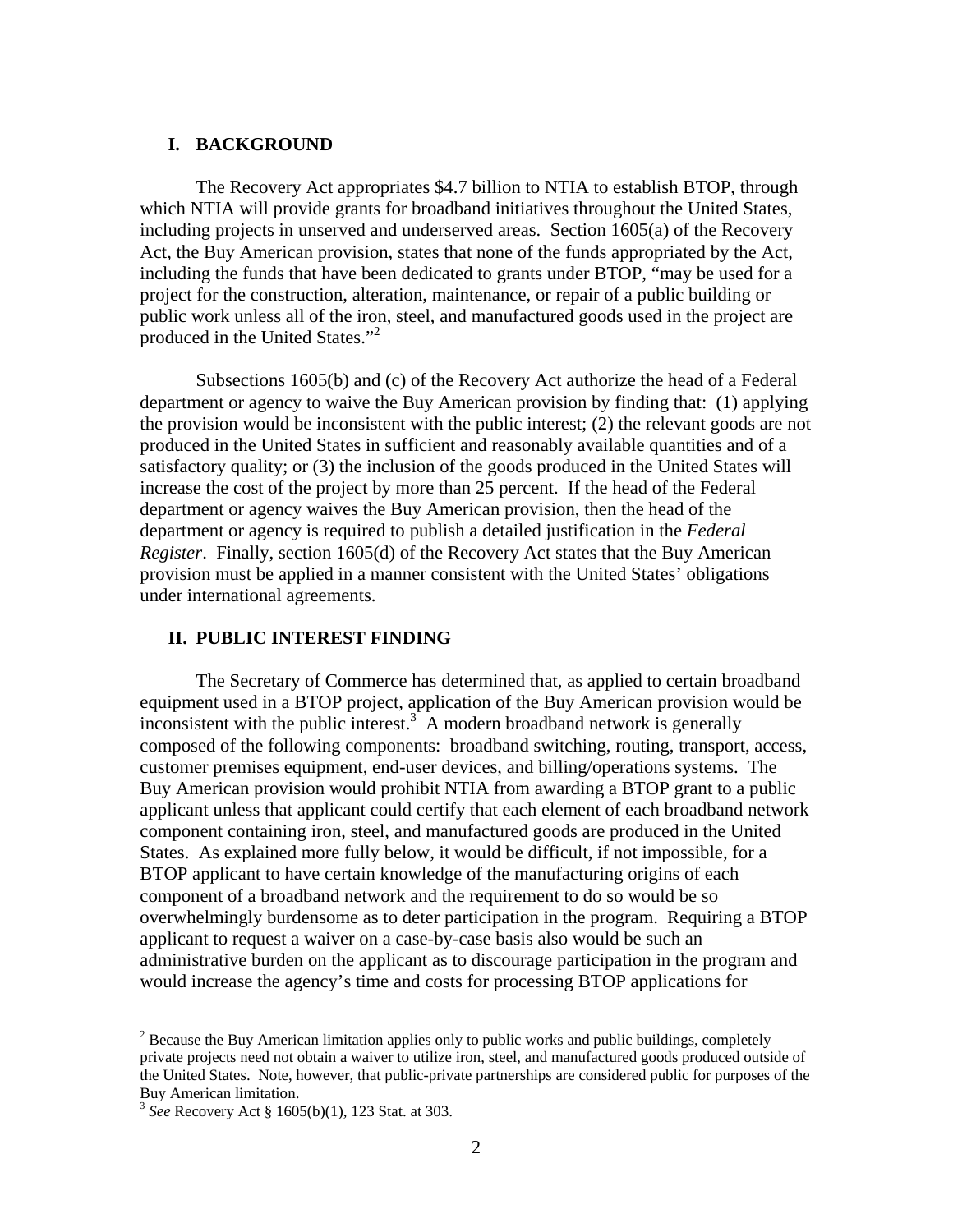## I. BACKGROUND

The Recovery Act appropriates $4.7 billion to NTIA to establish BTOP, through which NTIA will provide grants for broadband initiatives throughout the United States, including projects in unserved and underserved areas. Section 1605(a) of the Recovery Act, the Buy American provision, states that none of the funds appropriated by the Act, including the funds that have been dedicated to grants under BTOP, "may be used for a project for the construction, alteration, maintenance, or repair of a public building or public work unless all of the iron, steel, and manufactured goods used in the project are produced in the United States."[2]

Subsections 1605(b) and (c) of the Recovery Act authorize the head of a Federal department or agency to waive the Buy American provision by finding that: (1) applying the provision would be inconsistent with the public interest; (2) the relevant goods are not produced in the United States in sufficient and reasonably available quantities and of a satisfactory quality; or (3) the inclusion of the goods produced in the United States will increase the cost of the project by more than 25 percent. If the head of the Federal department or agency waives the Buy American provision, then the head of the department or agency is required to publish a detailed justification in the *Federal Register*. Finally, section 1605(d) of the Recovery Act states that the Buy American provision must be applied in a manner consistent with the United States' obligations under international agreements.

## II. PUBLIC INTEREST FINDING

The Secretary of Commerce has determined that, as applied to certain broadband equipment used in a BTOP project, application of the Buy American provision would be inconsistent with the public interest.[3] A modern broadband network is generally composed of the following components: broadband switching, routing, transport, access, customer premises equipment, end-user devices, and billing/operations systems. The Buy American provision would prohibit NTIA from awarding a BTOP grant to a public applicant unless that applicant could certify that each element of each broadband network component containing iron, steel, and manufactured goods are produced in the United States. As explained more fully below, it would be difficult, if not impossible, for a BTOP applicant to have certain knowledge of the manufacturing origins of each component of a broadband network and the requirement to do so would be so overwhelmingly burdensome as to deter participation in the program. Requiring a BTOP applicant to request a waiver on a case-by-case basis also would be such an administrative burden on the applicant as to discourage participation in the program and would increase the agency's time and costs for processing BTOP applications for

---

[2] Because the Buy American limitation applies only to public works and public buildings, completely private projects need not obtain a waiver to utilize iron, steel, and manufactured goods produced outside of the United States. Note, however, that public-private partnerships are considered public for purposes of the Buy American limitation.

[3] *See* Recovery Act § 1605(b)(1), 123 Stat. at 303.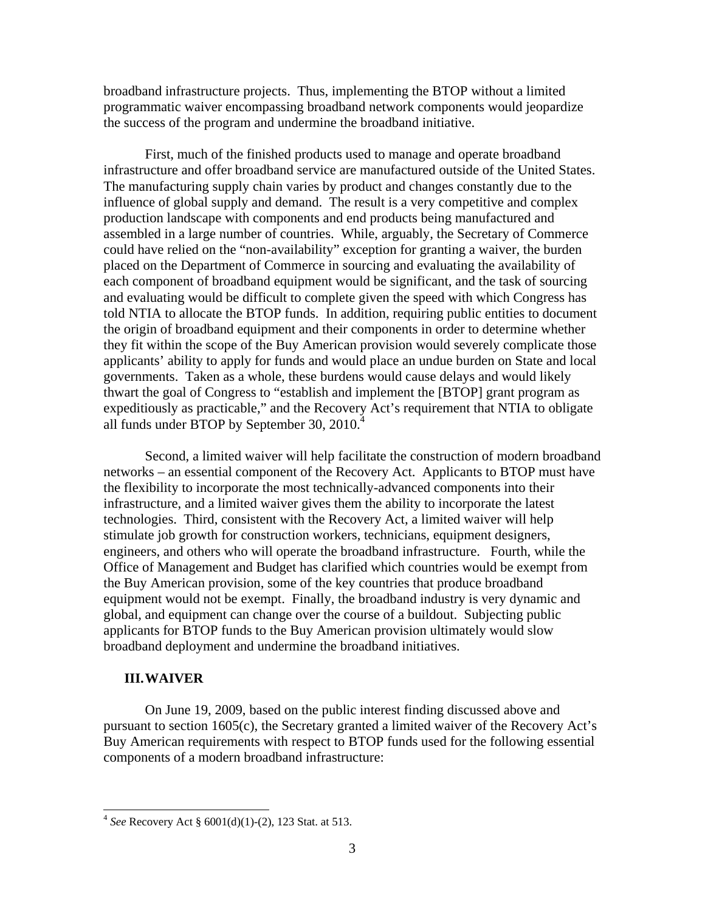broadband infrastructure projects. Thus, implementing the BTOP without a limited programmatic waiver encompassing broadband network components would jeopardize the success of the program and undermine the broadband initiative.

First, much of the finished products used to manage and operate broadband infrastructure and offer broadband service are manufactured outside of the United States. The manufacturing supply chain varies by product and changes constantly due to the influence of global supply and demand. The result is a very competitive and complex production landscape with components and end products being manufactured and assembled in a large number of countries. While, arguably, the Secretary of Commerce could have relied on the "non-availability" exception for granting a waiver, the burden placed on the Department of Commerce in sourcing and evaluating the availability of each component of broadband equipment would be significant, and the task of sourcing and evaluating would be difficult to complete given the speed with which Congress has told NTIA to allocate the BTOP funds. In addition, requiring public entities to document the origin of broadband equipment and their components in order to determine whether they fit within the scope of the Buy American provision would severely complicate those applicants' ability to apply for funds and would place an undue burden on State and local governments. Taken as a whole, these burdens would cause delays and would likely thwart the goal of Congress to "establish and implement the [BTOP] grant program as expeditiously as practicable," and the Recovery Act's requirement that NTIA to obligate all funds under BTOP by September 30, 2010.[4]

Second, a limited waiver will help facilitate the construction of modern broadband networks – an essential component of the Recovery Act. Applicants to BTOP must have the flexibility to incorporate the most technically-advanced components into their infrastructure, and a limited waiver gives them the ability to incorporate the latest technologies. Third, consistent with the Recovery Act, a limited waiver will help stimulate job growth for construction workers, technicians, equipment designers, engineers, and others who will operate the broadband infrastructure. Fourth, while the Office of Management and Budget has clarified which countries would be exempt from the Buy American provision, some of the key countries that produce broadband equipment would not be exempt. Finally, the broadband industry is very dynamic and global, and equipment can change over the course of a buildout. Subjecting public applicants for BTOP funds to the Buy American provision ultimately would slow broadband deployment and undermine the broadband initiatives.

## III. WAIVER

On June 19, 2009, based on the public interest finding discussed above and pursuant to section 1605(c), the Secretary granted a limited waiver of the Recovery Act's Buy American requirements with respect to BTOP funds used for the following essential components of a modern broadband infrastructure:

---

[4] *See* Recovery Act § 6001(d)(1)-(2), 123 Stat. at 513.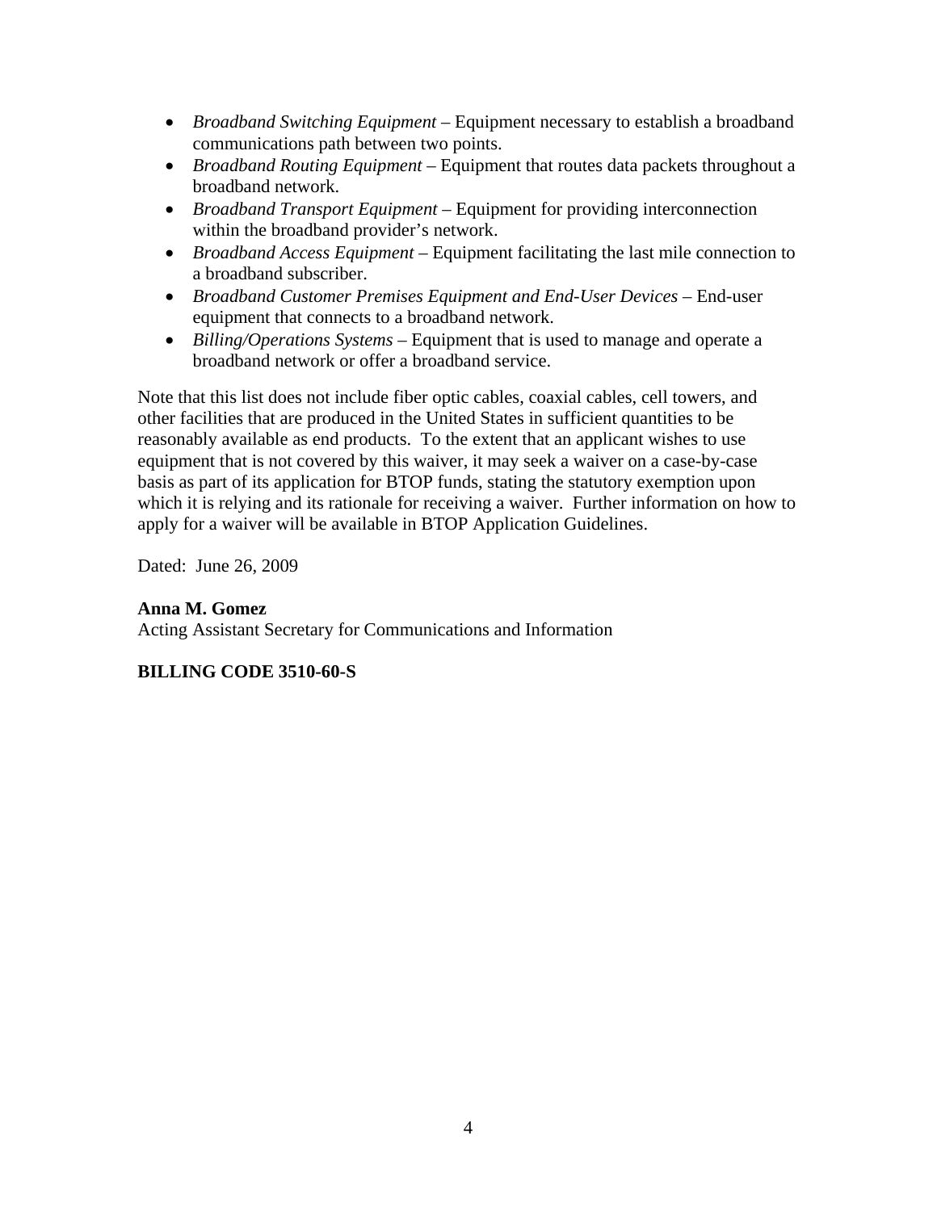- *Broadband Switching Equipment* – Equipment necessary to establish a broadband communications path between two points.
- *Broadband Routing Equipment* – Equipment that routes data packets throughout a broadband network.
- *Broadband Transport Equipment* – Equipment for providing interconnection within the broadband provider's network.
- *Broadband Access Equipment* – Equipment facilitating the last mile connection to a broadband subscriber.
- *Broadband Customer Premises Equipment and End-User Devices* – End-user equipment that connects to a broadband network.
- *Billing/Operations Systems* – Equipment that is used to manage and operate a broadband network or offer a broadband service.

Note that this list does not include fiber optic cables, coaxial cables, cell towers, and other facilities that are produced in the United States in sufficient quantities to be reasonably available as end products. To the extent that an applicant wishes to use equipment that is not covered by this waiver, it may seek a waiver on a case-by-case basis as part of its application for BTOP funds, stating the statutory exemption upon which it is relying and its rationale for receiving a waiver. Further information on how to apply for a waiver will be available in BTOP Application Guidelines.

Dated: June 26, 2009

**Anna M. Gomez**
Acting Assistant Secretary for Communications and Information

**BILLING CODE 3510-60-S**